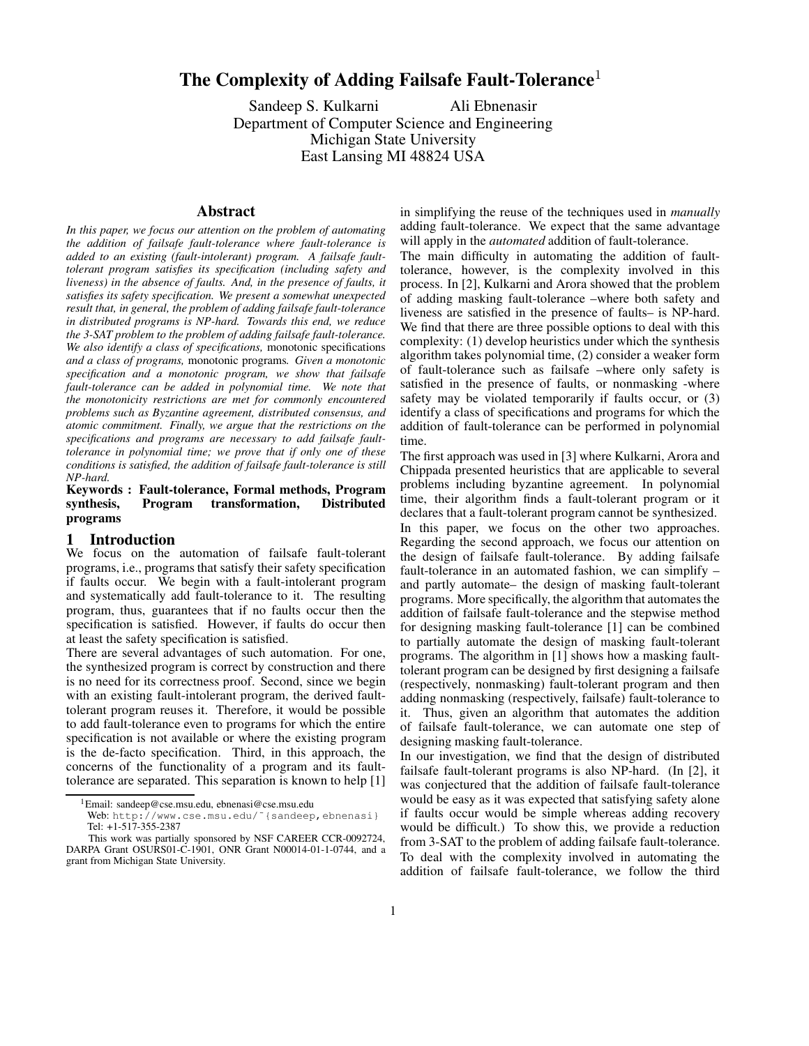# The Complexity of Adding Failsafe Fault-Tolerance[1]

Sandeep S. Kulkarni  Ali Ebnenasir
Department of Computer Science and Engineering
Michigan State University
East Lansing MI 48824 USA

## Abstract

*In this paper, we focus our attention on the problem of automating the addition of failsafe fault-tolerance where fault-tolerance is added to an existing (fault-intolerant) program. A failsafe fault-tolerant program satisfies its specification (including safety and liveness) in the absence of faults. And, in the presence of faults, it satisfies its safety specification. We present a somewhat unexpected result that, in general, the problem of adding failsafe fault-tolerance in distributed programs is NP-hard. Towards this end, we reduce the 3-SAT problem to the problem of adding failsafe fault-tolerance. We also identify a class of specifications,* monotonic *specifications and a class of programs,* monotonic *programs. Given a monotonic specification and a monotonic program, we show that failsafe fault-tolerance can be added in polynomial time. We note that the monotonicity restrictions are met for commonly encountered problems such as Byzantine agreement, distributed consensus, and atomic commitment. Finally, we argue that the restrictions on the specifications and programs are necessary to add failsafe fault-tolerance in polynomial time; we prove that if only one of these conditions is satisfied, the addition of failsafe fault-tolerance is still NP-hard.*

**Keywords : Fault-tolerance, Formal methods, Program synthesis, Program transformation, Distributed programs**

## 1 Introduction

We focus on the automation of failsafe fault-tolerant programs, i.e., programs that satisfy their safety specification if faults occur. We begin with a fault-intolerant program and systematically add fault-tolerance to it. The resulting program, thus, guarantees that if no faults occur then the specification is satisfied. However, if faults do occur then at least the safety specification is satisfied.

There are several advantages of such automation. For one, the synthesized program is correct by construction and there is no need for its correctness proof. Second, since we begin with an existing fault-intolerant program, the derived fault-tolerant program reuses it. Therefore, it would be possible to add fault-tolerance even to programs for which the entire specification is not available or where the existing program is the de-facto specification. Third, in this approach, the concerns of the functionality of a program and its fault-tolerance are separated. This separation is known to help [1] in simplifying the reuse of the techniques used in *manually* adding fault-tolerance. We expect that the same advantage will apply in the *automated* addition of fault-tolerance.

The main difficulty in automating the addition of fault-tolerance, however, is the complexity involved in this process. In [2], Kulkarni and Arora showed that the problem of adding masking fault-tolerance –where both safety and liveness are satisfied in the presence of faults– is NP-hard. We find that there are three possible options to deal with this complexity: (1) develop heuristics under which the synthesis algorithm takes polynomial time, (2) consider a weaker form of fault-tolerance such as failsafe –where only safety is satisfied in the presence of faults, or nonmasking -where safety may be violated temporarily if faults occur, or (3) identify a class of specifications and programs for which the addition of fault-tolerance can be performed in polynomial time.

The first approach was used in [3] where Kulkarni, Arora and Chippada presented heuristics that are applicable to several problems including byzantine agreement. In polynomial time, their algorithm finds a fault-tolerant program or it declares that a fault-tolerant program cannot be synthesized.

In this paper, we focus on the other two approaches. Regarding the second approach, we focus our attention on the design of failsafe fault-tolerance. By adding failsafe fault-tolerance in an automated fashion, we can simplify – and partly automate– the design of masking fault-tolerant programs. More specifically, the algorithm that automates the addition of failsafe fault-tolerance and the stepwise method for designing masking fault-tolerance [1] can be combined to partially automate the design of masking fault-tolerant programs. The algorithm in [1] shows how a masking fault-tolerant program can be designed by first designing a failsafe (respectively, nonmasking) fault-tolerant program and then adding nonmasking (respectively, failsafe) fault-tolerance to it. Thus, given an algorithm that automates the addition of failsafe fault-tolerance, we can automate one step of designing masking fault-tolerance.

In our investigation, we find that the design of distributed failsafe fault-tolerant programs is also NP-hard. (In [2], it was conjectured that the addition of failsafe fault-tolerance would be easy as it was expected that satisfying safety alone if faults occur would be simple whereas adding recovery would be difficult.) To show this, we provide a reduction from 3-SAT to the problem of adding failsafe fault-tolerance. To deal with the complexity involved in automating the addition of failsafe fault-tolerance, we follow the third

---

[1] Email: sandeep@cse.msu.edu, ebnenasi@cse.msu.edu
Web: http://www.cse.msu.edu/~{sandeep,ebnenasi}
Tel: +1-517-355-2387

This work was partially sponsored by NSF CAREER CCR-0092724, DARPA Grant OSURS01-C-1901, ONR Grant N00014-01-1-0744, and a grant from Michigan State University.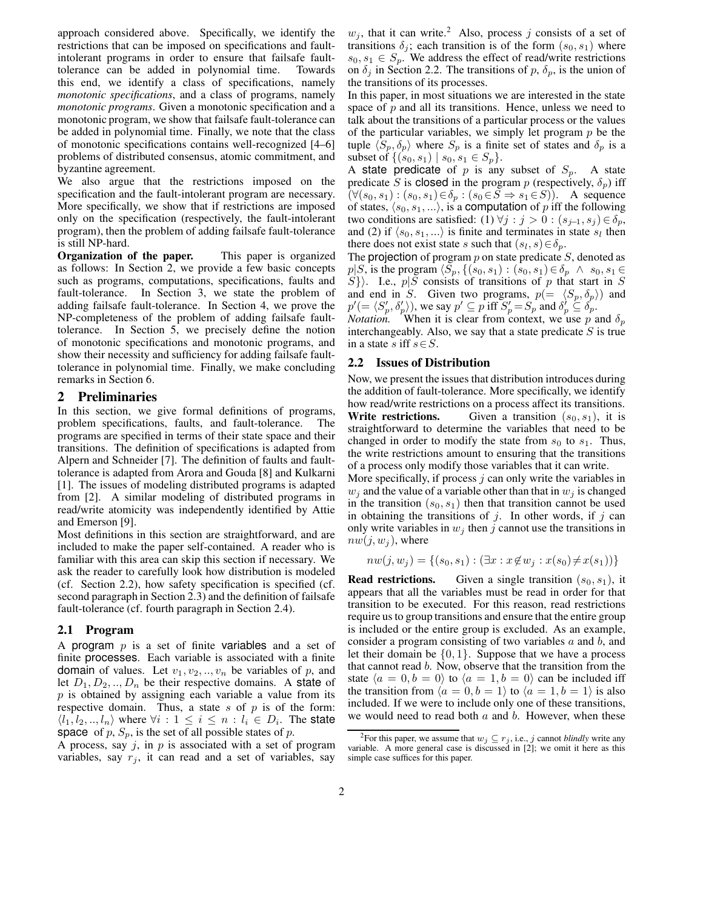approach considered above. Specifically, we identify the restrictions that can be imposed on specifications and fault-intolerant programs in order to ensure that failsafe fault-tolerance can be added in polynomial time. Towards this end, we identify a class of specifications, namely *monotonic specifications*, and a class of programs, namely *monotonic programs*. Given a monotonic specification and a monotonic program, we show that failsafe fault-tolerance can be added in polynomial time. Finally, we note that the class of monotonic specifications contains well-recognized [4–6] problems of distributed consensus, atomic commitment, and byzantine agreement.

We also argue that the restrictions imposed on the specification and the fault-intolerant program are necessary. More specifically, we show that if restrictions are imposed only on the specification (respectively, the fault-intolerant program), then the problem of adding failsafe fault-tolerance is still NP-hard.

**Organization of the paper.** This paper is organized as follows: In Section 2, we provide a few basic concepts such as programs, computations, specifications, faults and fault-tolerance. In Section 3, we state the problem of adding failsafe fault-tolerance. In Section 4, we prove the NP-completeness of the problem of adding failsafe fault-tolerance. In Section 5, we precisely define the notion of monotonic specifications and monotonic programs, and show their necessity and sufficiency for adding failsafe fault-tolerance in polynomial time. Finally, we make concluding remarks in Section 6.

## 2 Preliminaries

In this section, we give formal definitions of programs, problem specifications, faults, and fault-tolerance. The programs are specified in terms of their state space and their transitions. The definition of specifications is adapted from Alpern and Schneider [7]. The definition of faults and fault-tolerance is adapted from Arora and Gouda [8] and Kulkarni [1]. The issues of modeling distributed programs is adapted from [2]. A similar modeling of distributed programs in read/write atomicity was independently identified by Attie and Emerson [9].

Most definitions in this section are straightforward, and are included to make the paper self-contained. A reader who is familiar with this area can skip this section if necessary. We ask the reader to carefully look how distribution is modeled (cf. Section 2.2), how safety specification is specified (cf. second paragraph in Section 2.3) and the definition of failsafe fault-tolerance (cf. fourth paragraph in Section 2.4).

### 2.1 Program

A program $p$ is a set of finite variables and a set of finite processes. Each variable is associated with a finite domain of values. Let $v_1, v_2, .., v_n$ be variables of $p$, and let $D_1, D_2, .., D_n$ be their respective domains. A state of $p$ is obtained by assigning each variable a value from its respective domain. Thus, a state $s$ of $p$ is of the form: $\langle l_1, l_2, .., l_n \rangle$ where $\forall i : 1 \leq i \leq n : l_i \in D_i$. The state space of $p$, $S_p$, is the set of all possible states of $p$.

A process, say $j$, in $p$ is associated with a set of program variables, say $r_j$, it can read and a set of variables, say $w_j$, that it can write.[2] Also, process $j$ consists of a set of transitions $\delta_j$; each transition is of the form $(s_0, s_1)$ where $s_0, s_1 \in S_p$. We address the effect of read/write restrictions on $\delta_j$ in Section 2.2. The transitions of $p$, $\delta_p$, is the union of the transitions of its processes.

In this paper, in most situations we are interested in the state space of $p$ and all its transitions. Hence, unless we need to talk about the transitions of a particular process or the values of the particular variables, we simply let program $p$ be the tuple $\langle S_p, \delta_p \rangle$ where $S_p$ is a finite set of states and $\delta_p$ is a subset of $\{(s_0, s_1) \mid s_0, s_1 \in S_p\}$.

A state predicate of $p$ is any subset of $S_p$. A state predicate $S$ is closed in the program $p$ (respectively, $\delta_p$) iff $(\forall (s_0, s_1) : (s_0, s_1) \in \delta_p : (s_0 \in S \Rightarrow s_1 \in S))$. A sequence of states, $\langle s_0, s_1, ... \rangle$, is a computation of $p$ iff the following two conditions are satisfied: (1) $\forall j : j > 0 : (s_{j-1}, s_j) \in \delta_p$, and (2) if $\langle s_0, s_1, ... \rangle$ is finite and terminates in state $s_l$ then there does not exist state $s$ such that $(s_l, s) \in \delta_p$.

The projection of program $p$ on state predicate $S$, denoted as $p|S$, is the program $\langle S_p, \{(s_0, s_1) : (s_0, s_1) \in \delta_p \ \wedge \ s_0, s_1 \in S\} \rangle$. I.e., $p|S$ consists of transitions of $p$ that start in $S$ and end in $S$. Given two programs, $p (= \langle S_p, \delta_p \rangle)$ and $p' (= \langle S'_p, \delta'_p \rangle)$, we say $p' \subseteq p$ iff $S'_p = S_p$ and $\delta'_p \subseteq \delta_p$.

*Notation.* When it is clear from context, we use $p$ and $\delta_p$ interchangeably. Also, we say that a state predicate $S$ is true in a state $s$ iff $s \in S$.

### 2.2 Issues of Distribution

Now, we present the issues that distribution introduces during the addition of fault-tolerance. More specifically, we identify how read/write restrictions on a process affect its transitions.

**Write restrictions.** Given a transition $(s_0, s_1)$, it is straightforward to determine the variables that need to be changed in order to modify the state from $s_0$ to $s_1$. Thus, the write restrictions amount to ensuring that the transitions of a process only modify those variables that it can write.

More specifically, if process $j$ can only write the variables in $w_j$ and the value of a variable other than that in $w_j$ is changed in the transition $(s_0, s_1)$ then that transition cannot be used in obtaining the transitions of $j$. In other words, if $j$ can only write variables in $w_j$ then $j$ cannot use the transitions in $nw(j, w_j)$, where

$$nw(j, w_j) = \{(s_0, s_1) : (\exists x : x \notin w_j : x(s_0) \neq x(s_1))\}$$

**Read restrictions.** Given a single transition $(s_0, s_1)$, it appears that all the variables must be read in order for that transition to be executed. For this reason, read restrictions require us to group transitions and ensure that the entire group is included or the entire group is excluded. As an example, consider a program consisting of two variables $a$ and $b$, and let their domain be $\{0, 1\}$. Suppose that we have a process that cannot read $b$. Now, observe that the transition from the state $\langle a = 0, b = 0 \rangle$ to $\langle a = 1, b = 0 \rangle$ can be included iff the transition from $\langle a = 0, b = 1 \rangle$ to $\langle a = 1, b = 1 \rangle$ is also included. If we were to include only one of these transitions, we would need to read both $a$ and $b$. However, when these

[2] For this paper, we assume that $w_j \subseteq r_j$, i.e., $j$ cannot *blindly* write any variable. A more general case is discussed in [2]; we omit it here as this simple case suffices for this paper.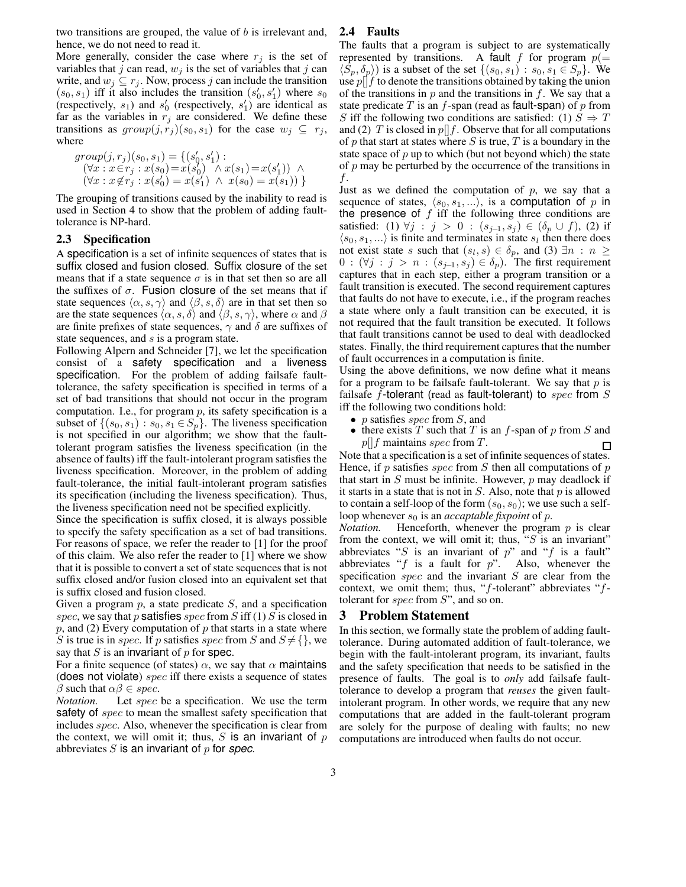two transitions are grouped, the value of $b$ is irrelevant and, hence, we do not need to read it.

More generally, consider the case where $r_j$ is the set of variables that $j$ can read, $w_j$ is the set of variables that $j$ can write, and $w_j \subseteq r_j$. Now, process $j$ can include the transition $(s_0, s_1)$ iff it also includes the transition $(s'_0, s'_1)$ where $s_0$ (respectively, $s_1$) and $s'_0$ (respectively, $s'_1$) are identical as far as the variables in $r_j$ are considered. We define these transitions as $group(j, r_j)(s_0, s_1)$ for the case $w_j \subseteq r_j$, where

$$group(j, r_j)(s_0, s_1) = \{(s'_0, s'_1) : \\ (\forall x : x \in r_j : x(s_0) = x(s'_0) \ \wedge x(s_1) = x(s'_1)) \ \wedge \\ (\forall x : x \notin r_j : x(s'_0) = x(s'_1) \ \wedge \ x(s_0) = x(s_1))\ \}$$

The grouping of transitions caused by the inability to read is used in Section 4 to show that the problem of adding fault-tolerance is NP-hard.

## 2.3 Specification

A specification is a set of infinite sequences of states that is suffix closed and fusion closed. Suffix closure of the set means that if a state sequence $\sigma$ is in that set then so are all the suffixes of $\sigma$. Fusion closure of the set means that if state sequences $\langle \alpha, s, \gamma \rangle$ and $\langle \beta, s, \delta \rangle$ are in that set then so are the state sequences $\langle \alpha, s, \delta \rangle$ and $\langle \beta, s, \gamma \rangle$, where $\alpha$ and $\beta$ are finite prefixes of state sequences, $\gamma$ and $\delta$ are suffixes of state sequences, and $s$ is a program state.

Following Alpern and Schneider [7], we let the specification consist of a safety specification and a liveness specification. For the problem of adding failsafe fault-tolerance, the safety specification is specified in terms of a set of bad transitions that should not occur in the program computation. I.e., for program $p$, its safety specification is a subset of $\{(s_0, s_1) : s_0, s_1 \in S_p\}$. The liveness specification is not specified in our algorithm; we show that the fault-tolerant program satisfies the liveness specification (in the absence of faults) iff the fault-intolerant program satisfies the liveness specification. Moreover, in the problem of adding fault-tolerance, the initial fault-intolerant program satisfies its specification (including the liveness specification). Thus, the liveness specification need not be specified explicitly.

Since the specification is suffix closed, it is always possible to specify the safety specification as a set of bad transitions. For reasons of space, we refer the reader to [1] for the proof of this claim. We also refer the reader to [1] where we show that it is possible to convert a set of state sequences that is not suffix closed and/or fusion closed into an equivalent set that is suffix closed and fusion closed.

Given a program $p$, a state predicate $S$, and a specification $spec$, we say that $p$ satisfies $spec$ from $S$ iff (1) $S$ is closed in $p$, and (2) Every computation of $p$ that starts in a state where $S$ is true is in $spec$. If $p$ satisfies $spec$ from $S$ and $S \neq \{\}$, we say that $S$ is an invariant of $p$ for spec.

For a finite sequence (of states) $\alpha$, we say that $\alpha$ maintains (does not violate) $spec$ iff there exists a sequence of states $\beta$ such that $\alpha\beta \in spec$.

*Notation.* Let $spec$ be a specification. We use the term safety of $spec$ to mean the smallest safety specification that includes $spec$. Also, whenever the specification is clear from the context, we will omit it; thus, $S$ is an invariant of $p$ abbreviates $S$ is an invariant of $p$ for *spec*.

## 2.4 Faults

The faults that a program is subject to are systematically represented by transitions. A fault $f$ for program $p(= \langle S_p, \delta_p \rangle)$ is a subset of the set $\{(s_0, s_1) : s_0, s_1 \in S_p\}$. We use $p[]f$ to denote the transitions obtained by taking the union of the transitions in $p$ and the transitions in $f$. We say that a state predicate $T$ is an $f$-span (read as fault-span) of $p$ from $S$ iff the following two conditions are satisfied: (1) $S \Rightarrow T$ and (2) $T$ is closed in $p[]f$. Observe that for all computations of $p$ that start at states where $S$ is true, $T$ is a boundary in the state space of $p$ up to which (but not beyond which) the state of $p$ may be perturbed by the occurrence of the transitions in $f$.

Just as we defined the computation of $p$, we say that a sequence of states, $\langle s_0, s_1, ... \rangle$, is a computation of $p$ in the presence of $f$ iff the following three conditions are satisfied: (1) $\forall j : j > 0 : (s_{j-1}, s_j) \in (\delta_p \cup f)$, (2) if $\langle s_0, s_1, ... \rangle$ is finite and terminates in state $s_l$ then there does not exist state $s$ such that $(s_l, s) \in \delta_p$, and (3) $\exists n : n \geq 0 : (\forall j : j > n : (s_{j-1}, s_j) \in \delta_p)$. The first requirement captures that in each step, either a program transition or a fault transition is executed. The second requirement captures that faults do not have to execute, i.e., if the program reaches a state where only a fault transition can be executed, it is not required that the fault transition be executed. It follows that fault transitions cannot be used to deal with deadlocked states. Finally, the third requirement captures that the number of fault occurrences in a computation is finite.

Using the above definitions, we now define what it means for a program to be failsafe fault-tolerant. We say that $p$ is failsafe $f$-tolerant (read as fault-tolerant) to $spec$ from $S$ iff the following two conditions hold:

- $p$ satisfies $spec$ from $S$, and
- there exists $T$ such that $T$ is an $f$-span of $p$ from $S$ and $p[]f$ maintains $spec$ from $T$. □

Note that a specification is a set of infinite sequences of states. Hence, if $p$ satisfies $spec$ from $S$ then all computations of $p$ that start in $S$ must be infinite. However, $p$ may deadlock if it starts in a state that is not in $S$. Also, note that $p$ is allowed to contain a self-loop of the form $(s_0, s_0)$; we use such a self-loop whenever $s_0$ is an *accaptable fixpoint* of $p$.

*Notation.* Henceforth, whenever the program $p$ is clear from the context, we will omit it; thus, "$S$ is an invariant" abbreviates "$S$ is an invariant of $p$" and "$f$ is a fault" abbreviates "$f$ is a fault for $p$". Also, whenever the specification $spec$ and the invariant $S$ are clear from the context, we omit them; thus, "$f$-tolerant" abbreviates "$f$-tolerant for $spec$ from $S$", and so on.

# 3 Problem Statement

In this section, we formally state the problem of adding fault-tolerance. During automated addition of fault-tolerance, we begin with the fault-intolerant program, its invariant, faults and the safety specification that needs to be satisfied in the presence of faults. The goal is to *only* add failsafe fault-tolerance to develop a program that *reuses* the given fault-intolerant program. In other words, we require that any new computations that are added in the fault-tolerant program are solely for the purpose of dealing with faults; no new computations are introduced when faults do not occur.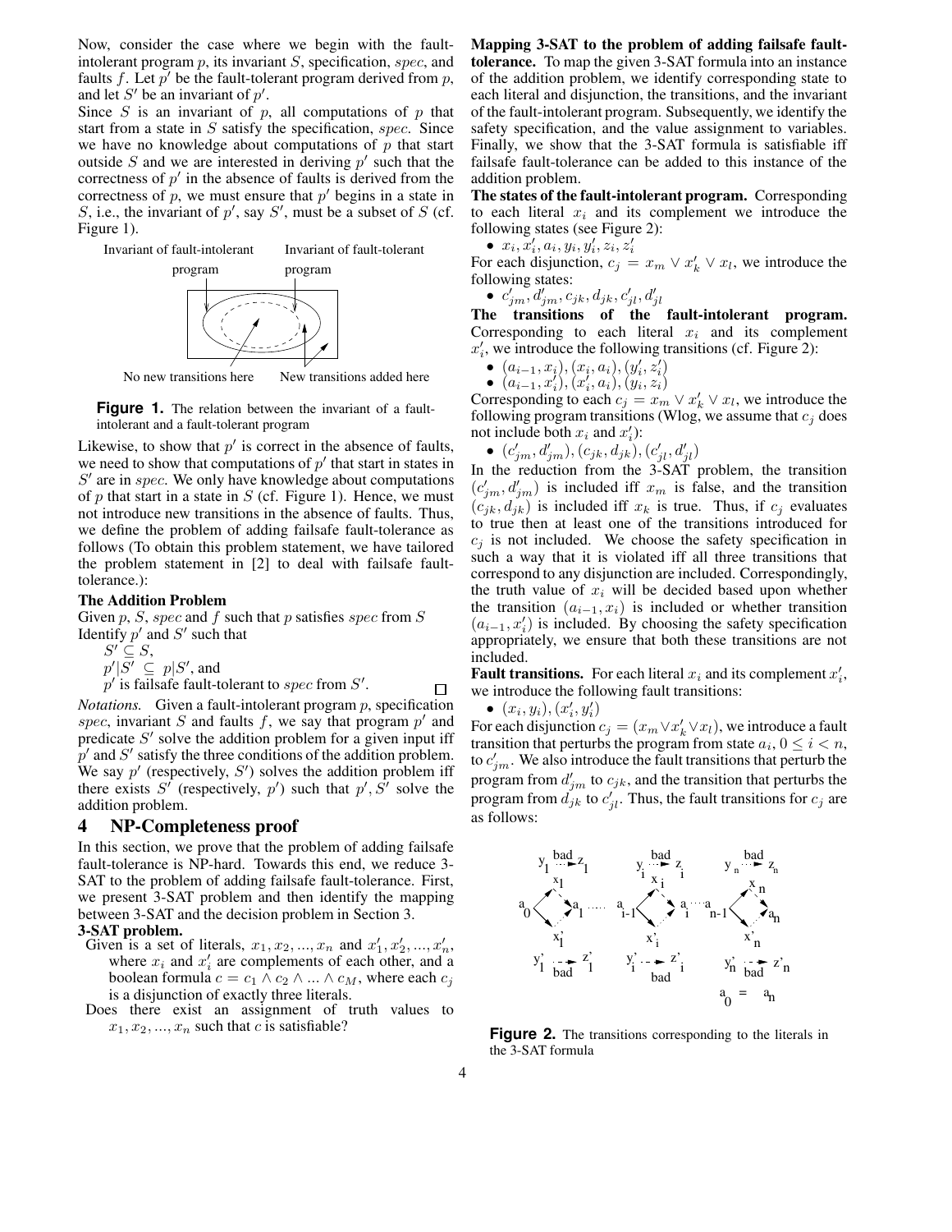Now, consider the case where we begin with the fault-intolerant program $p$, its invariant $S$, specification, $spec$, and faults $f$. Let $p'$ be the fault-tolerant program derived from $p$, and let $S'$ be an invariant of $p'$.

Since $S$ is an invariant of $p$, all computations of $p$ that start from a state in $S$ satisfy the specification, $spec$. Since we have no knowledge about computations of $p$ that start outside $S$ and we are interested in deriving $p'$ such that the correctness of $p'$ in the absence of faults is derived from the correctness of $p$, we must ensure that $p'$ begins in a state in $S$, i.e., the invariant of $p'$, say $S'$, must be a subset of $S$ (cf. Figure 1).

Invariant of fault-intolerant program — Invariant of fault-tolerant program — No new transitions here — New transitions added here

**Figure 1.** The relation between the invariant of a fault-intolerant and a fault-tolerant program

Likewise, to show that $p'$ is correct in the absence of faults, we need to show that computations of $p'$ that start in states in $S'$ are in $spec$. We only have knowledge about computations of $p$ that start in a state in $S$ (cf. Figure 1). Hence, we must not introduce new transitions in the absence of faults. Thus, we define the problem of adding failsafe fault-tolerance as follows (To obtain this problem statement, we have tailored the problem statement in [2] to deal with failsafe fault-tolerance.):

**The Addition Problem**

Given $p$, $S$, $spec$ and $f$ such that $p$ satisfies $spec$ from $S$
Identify $p'$ and $S'$ such that
$S' \subseteq S$,
$p'|S' \subseteq p|S'$, and
$p'$ is failsafe fault-tolerant to $spec$ from $S'$. □

*Notations.* Given a fault-intolerant program $p$, specification $spec$, invariant $S$ and faults $f$, we say that program $p'$ and predicate $S'$ solve the addition problem for a given input iff $p'$ and $S'$ satisfy the three conditions of the addition problem. We say $p'$ (respectively, $S'$) solves the addition problem iff there exists $S'$ (respectively, $p'$) such that $p', S'$ solve the addition problem.

## 4 NP-Completeness proof

In this section, we prove that the problem of adding failsafe fault-tolerance is NP-hard. Towards this end, we reduce 3-SAT to the problem of adding failsafe fault-tolerance. First, we present 3-SAT problem and then identify the mapping between 3-SAT and the decision problem in Section 3.

**3-SAT problem.**

Given is a set of literals, $x_1, x_2, ..., x_n$ and $x'_1, x'_2, ..., x'_n$, where $x_i$ and $x'_i$ are complements of each other, and a boolean formula $c = c_1 \wedge c_2 \wedge ... \wedge c_M$, where each $c_j$ is a disjunction of exactly three literals.

Does there exist an assignment of truth values to $x_1, x_2, ..., x_n$ such that $c$ is satisfiable?

**Mapping 3-SAT to the problem of adding failsafe fault-tolerance.** To map the given 3-SAT formula into an instance of the addition problem, we identify corresponding state to each literal and disjunction, the transitions, and the invariant of the fault-intolerant program. Subsequently, we identify the safety specification, and the value assignment to variables. Finally, we show that the 3-SAT formula is satisfiable iff failsafe fault-tolerance can be added to this instance of the addition problem.

**The states of the fault-intolerant program.** Corresponding to each literal $x_i$ and its complement we introduce the following states (see Figure 2):

- $x_i, x'_i, a_i, y_i, y'_i, z_i, z'_i$

For each disjunction, $c_j = x_m \vee x'_k \vee x_l$, we introduce the following states:

- $c'_{jm}, d'_{jm}, c_{jk}, d_{jk}, c'_{jl}, d'_{jl}$

**The transitions of the fault-intolerant program.** Corresponding to each literal $x_i$ and its complement $x'_i$, we introduce the following transitions (cf. Figure 2):

- $(a_{i-1}, x_i), (x_i, a_i), (y'_i, z'_i)$
- $(a_{i-1}, x'_i), (x'_i, a_i), (y_i, z_i)$

Corresponding to each $c_j = x_m \vee x'_k \vee x_l$, we introduce the following program transitions (Wlog, we assume that $c_j$ does not include both $x_i$ and $x'_i$):

- $(c'_{jm}, d'_{jm}), (c_{jk}, d_{jk}), (c'_{jl}, d'_{jl})$

In the reduction from the 3-SAT problem, the transition $(c'_{jm}, d'_{jm})$ is included iff $x_m$ is false, and the transition $(c_{jk}, d_{jk})$ is included iff $x_k$ is true. Thus, if $c_j$ evaluates to true then at least one of the transitions introduced for $c_j$ is not included. We choose the safety specification in such a way that it is violated iff all three transitions that correspond to any disjunction are included. Correspondingly, the truth value of $x_i$ will be decided based upon whether the transition $(a_{i-1}, x_i)$ is included or whether transition $(a_{i-1}, x'_i)$ is included. By choosing the safety specification appropriately, we ensure that both these transitions are not included.

**Fault transitions.** For each literal $x_i$ and its complement $x'_i$, we introduce the following fault transitions:

- $(x_i, y_i), (x'_i, y'_i)$

For each disjunction $c_j = (x_m \vee x'_k \vee x_l)$, we introduce a fault transition that perturbs the program from state $a_i$, $0 \leq i < n$, to $c'_{jm}$. We also introduce the fault transitions that perturb the program from $d'_{jm}$ to $c_{jk}$, and the transition that perturbs the program from $d_{jk}$ to $c'_{jl}$. Thus, the fault transitions for $c_j$ are as follows:

**Figure 2.** The transitions corresponding to the literals in the 3-SAT formula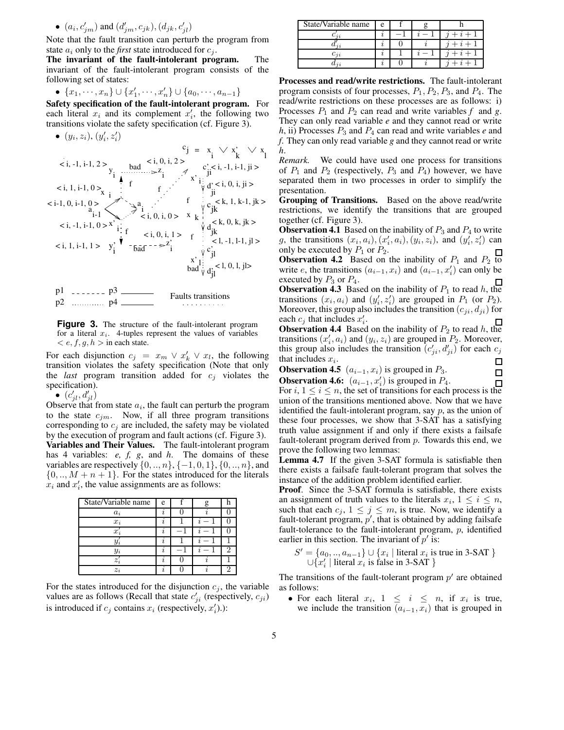- $(a_i, c'_{jm})$ and $(d'_{jm}, c_{jk}), (d_{jk}, c'_{jl})$

Note that the fault transition can perturb the program from state $a_i$ only to the *first* state introduced for $c_j$.

**The invariant of the fault-intolerant program.** The invariant of the fault-intolerant program consists of the following set of states:

- $\{x_1, \cdots, x_n\} \cup \{x'_1, \cdots, x'_n\} \cup \{a_0, \cdots, a_{n-1}\}$

**Safety specification of the fault-intolerant program.** For each literal $x_i$ and its complement $x'_i$, the following two transitions violate the safety specification (cf. Figure 3).

- $(y_i, z_i), (y'_i, z'_i)$

**Figure 3.** The structure of the fault-intolerant program for a literal $x_i$. 4-tuples represent the values of variables $< e, f, g, h >$ in each state.

For each disjunction $c_j = x_m \vee x'_k \vee x_l$, the following transition violates the safety specification (Note that only the *last* program transition added for $c_j$ violates the specification).

- $(c'_{jl}, d'_{jl})$

Observe that from state $a_i$, the fault can perturb the program to the state $c_{jm}$. Now, if all three program transitions corresponding to $c_j$ are included, the safety may be violated by the execution of program and fault actions (cf. Figure 3).

**Variables and Their Values.** The fault-intolerant program has 4 variables: *e, f, g*, and *h*. The domains of these variables are respectively $\{0, .., n\}$, $\{-1, 0, 1\}$, $\{0, .., n\}$, and $\{0, .., M + n + 1\}$. For the states introduced for the literals $x_i$ and $x'_i$, the value assignments are as follows:

| State/Variable name | e | f | g | h |
|---|---|---|---|---|
| $a_i$ | $i$ | 0 | $i$ | 0 |
| $x_i$ | $i$ | 1 | $i-1$ | 0 |
| $x'_i$ | $i$ | $-1$ | $i-1$ | 0 |
| $y'_i$ | $i$ | 1 | $i-1$ | 1 |
| $y_i$ | $i$ | $-1$ | $i-1$ | 2 |
| $z'_i$ | $i$ | 0 | $i$ | 1 |
| $z_i$ | $i$ | 0 | $i$ | 2 |

For the states introduced for the disjunction $c_j$, the variable values are as follows (Recall that state $c'_{ji}$ (respectively, $c_{ji}$) is introduced if $c_j$ contains $x_i$ (respectively, $x'_i$).):

| State/Variable name | e | f | g | h |
|---|---|---|---|---|
| $c'_{ji}$ | $i$ | $-1$ | $i-1$ | $j+i+1$ |
| $d'_{ji}$ | $i$ | 0 | $i$ | $j+i+1$ |
| $c_{ji}$ | $i$ | 1 | $i-1$ | $j+i+1$ |
| $d_{ji}$ | $i$ | 0 | $i$ | $j+i+1$ |

**Processes and read/write restrictions.** The fault-intolerant program consists of four processes, $P_1, P_2, P_3$, and $P_4$. The read/write restrictions on these processes are as follows: i) Processes $P_1$ and $P_2$ can read and write variables *f* and *g*. They can only read variable *e* and they cannot read or write *h*, ii) Processes $P_3$ and $P_4$ can read and write variables *e* and *f*. They can only read variable *g* and they cannot read or write *h*.

*Remark.* We could have used one process for transitions of $P_1$ and $P_2$ (respectively, $P_3$ and $P_4$) however, we have separated them in two processes in order to simplify the presentation.

**Grouping of Transitions.** Based on the above read/write restrictions, we identify the transitions that are grouped together (cf. Figure 3).

**Observation 4.1** Based on the inability of $P_3$ and $P_4$ to write $g$, the transitions $(x_i, a_i), (x'_i, a_i), (y_i, z_i)$, and $(y'_i, z'_i)$ can only be executed by $P_1$ or $P_2$. □

**Observation 4.2** Based on the inability of $P_1$ and $P_2$ to write $e$, the transitions $(a_{i-1}, x_i)$ and $(a_{i-1}, x'_i)$ can only be executed by $P_3$ or $P_4$. □

**Observation 4.3** Based on the inability of $P_1$ to read $h$, the transitions $(x_i, a_i)$ and $(y'_i, z'_i)$ are grouped in $P_1$ (or $P_2$). Moreover, this group also includes the transition $(c_{ji}, d_{ji})$ for each $c_j$ that includes $x'_i$. □

**Observation 4.4** Based on the inability of $P_2$ to read $h$, the transitions $(x'_i, a_i)$ and $(y_i, z_i)$ are grouped in $P_2$. Moreover, this group also includes the transition $(c'_{ji}, d'_{ji})$ for each $c_j$ that includes $x_i$. □

**Observation 4.5** $(a_{i-1}, x_i)$ is grouped in $P_3$. □

**Observation 4.6:** $(a_{i-1}, x'_i)$ is grouped in $P_4$. □

For $i$, $1 \leq i \leq n$, the set of transitions for each process is the union of the transitions mentioned above. Now that we have identified the fault-intolerant program, say $p$, as the union of these four processes, we show that 3-SAT has a satisfying truth value assignment if and only if there exists a failsafe fault-tolerant program derived from $p$. Towards this end, we prove the following two lemmas:

**Lemma 4.7** If the given 3-SAT formula is satisfiable then there exists a failsafe fault-tolerant program that solves the instance of the addition problem identified earlier.

**Proof**. Since the 3-SAT formula is satisfiable, there exists an assignment of truth values to the literals $x_i$, $1 \leq i \leq n$, such that each $c_j$, $1 \leq j \leq m$, is true. Now, we identify a fault-tolerant program, $p'$, that is obtained by adding failsafe fault-tolerance to the fault-intolerant program, $p$, identified earlier in this section. The invariant of $p'$ is:

$$S' = \{a_0, .., a_{n-1}\} \cup \{x_i \mid \text{literal } x_i \text{ is true in 3-SAT }\} \cup \{x'_i \mid \text{literal } x_i \text{ is false in 3-SAT }\}$$

The transitions of the fault-tolerant program $p'$ are obtained as follows:

- For each literal $x_i$, $1 \leq i \leq n$, if $x_i$ is true, we include the transition $(a_{i-1}, x_i)$ that is grouped in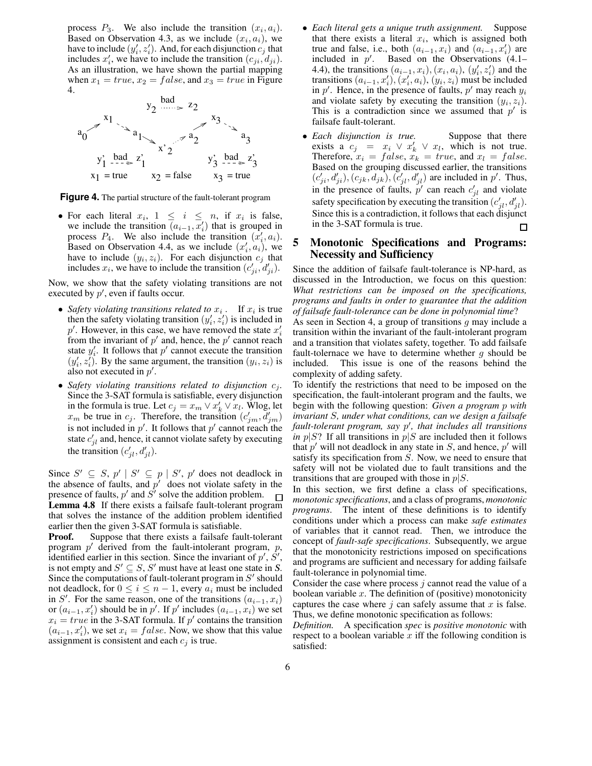process $P_3$. We also include the transition $(x_i, a_i)$. Based on Observation 4.3, as we include $(x_i, a_i)$, we have to include $(y'_i, z'_i)$. And, for each disjunction $c_j$ that includes $x'_i$, we have to include the transition $(c_{ji}, d_{ji})$. As an illustration, we have shown the partial mapping when $x_1 = true$, $x_2 = false$, and $x_3 = true$ in Figure 4.

**Figure 4.** The partial structure of the fault-tolerant program

- For each literal $x_i$, $1 \leq i \leq n$, if $x_i$ is false, we include the transition $(a_{i-1}, x'_i)$ that is grouped in process $P_4$. We also include the transition $(x'_i, a_i)$. Based on Observation 4.4, as we include $(x'_i, a_i)$, we have to include $(y_i, z_i)$. For each disjunction $c_j$ that includes $x_i$, we have to include the transition $(c'_{ji}, d'_{ji})$.

Now, we show that the safety violating transitions are not executed by $p'$, even if faults occur.

- *Safety violating transitions related to $x_i$.* If $x_i$ is true then the safety violating transition $(y'_i, z'_i)$ is included in $p'$. However, in this case, we have removed the state $x'_i$ from the invariant of $p'$ and, hence, the $p'$ cannot reach state $y'_i$. It follows that $p'$ cannot execute the transition $(y'_i, z'_i)$. By the same argument, the transition $(y_i, z_i)$ is also not executed in $p'$.
- *Safety violating transitions related to disjunction $c_j$.* Since the 3-SAT formula is satisfiable, every disjunction in the formula is true. Let $c_j = x_m \vee x'_k \vee x_l$. Wlog, let $x_m$ be true in $c_j$. Therefore, the transition $(c'_{jm}, d'_{jm})$ is not included in $p'$. It follows that $p'$ cannot reach the state $c'_{jl}$ and, hence, it cannot violate safety by executing the transition $(c'_{jl}, d'_{jl})$.

Since $S' \subseteq S$, $p' \mid S' \subseteq p \mid S'$, $p'$ does not deadlock in the absence of faults, and $p'$ does not violate safety in the presence of faults, $p'$ and $S'$ solve the addition problem. □

**Lemma 4.8** If there exists a failsafe fault-tolerant program that solves the instance of the addition problem identified earlier then the given 3-SAT formula is satisfiable.

**Proof.** Suppose that there exists a failsafe fault-tolerant program $p'$ derived from the fault-intolerant program, $p$, identified earlier in this section. Since the invariant of $p'$, $S'$, is not empty and $S' \subseteq S$, $S'$ must have at least one state in S. Since the computations of fault-tolerant program in $S'$ should not deadlock, for $0 \leq i \leq n-1$, every $a_i$ must be included in $S'$. For the same reason, one of the transitions $(a_{i-1}, x_i)$ or $(a_{i-1}, x'_i)$ should be in $p'$. If $p'$ includes $(a_{i-1}, x_i)$ we set $x_i = true$ in the 3-SAT formula. If $p'$ contains the transition $(a_{i-1}, x'_i)$, we set $x_i = false$. Now, we show that this value assignment is consistent and each $c_j$ is true.

- *Each literal gets a unique truth assignment.* Suppose that there exists a literal $x_i$, which is assigned both true and false, i.e., both $(a_{i-1}, x_i)$ and $(a_{i-1}, x'_i)$ are included in $p'$. Based on the Observations (4.1–4.4), the transitions $(a_{i-1}, x_i), (x_i, a_i), (y'_i, z'_i)$ and the transitions $(a_{i-1}, x'_i), (x'_i, a_i), (y_i, z_i)$ must be included in $p'$. Hence, in the presence of faults, $p'$ may reach $y_i$ and violate safety by executing the transition $(y_i, z_i)$. This is a contradiction since we assumed that $p'$ is failsafe fault-tolerant.
- *Each disjunction is true.* Suppose that there exists a $c_j = x_i \vee x'_k \vee x_l$, which is not true. Therefore, $x_i = false$, $x_k = true$, and $x_l = false$. Based on the grouping discussed earlier, the transitions $(c'_{ji}, d'_{ji}), (c_{jk}, d_{jk}), (c'_{jl}, d'_{jl})$ are included in $p'$. Thus, in the presence of faults, $p'$ can reach $c'_{jl}$ and violate safety specification by executing the transition $(c'_{jl}, d'_{jl})$. Since this is a contradiction, it follows that each disjunct in the 3-SAT formula is true. □

## 5 Monotonic Specifications and Programs: Necessity and Sufficiency

Since the addition of failsafe fault-tolerance is NP-hard, as discussed in the Introduction, we focus on this question: *What restrictions can be imposed on the specifications, programs and faults in order to guarantee that the addition of failsafe fault-tolerance can be done in polynomial time*?

As seen in Section 4, a group of transitions $g$ may include a transition within the invariant of the fault-intolerant program and a transition that violates safety, together. To add failsafe fault-tolernace we have to determine whether $g$ should be included. This issue is one of the reasons behind the complexity of adding safety.

To identify the restrictions that need to be imposed on the specification, the fault-intolerant program and the faults, we begin with the following question: *Given a program $p$ with invariant $S$, under what conditions, can we design a failsafe fault-tolerant program, say $p'$, that includes all transitions in $p|S$?* If all transitions in $p|S$ are included then it follows that $p'$ will not deadlock in any state in $S$, and hence, $p'$ will satisfy its specification from $S$. Now, we need to ensure that safety will not be violated due to fault transitions and the transitions that are grouped with those in $p|S$.

In this section, we first define a class of specifications, *monotonic specifications*, and a class of programs, *monotonic programs*. The intent of these definitions is to identify conditions under which a process can make *safe estimates* of variables that it cannot read. Then, we introduce the concept of *fault-safe specifications*. Subsequently, we argue that the monotonicity restrictions imposed on specifications and programs are sufficient and necessary for adding failsafe fault-tolerance in polynomial time.

Consider the case where process $j$ cannot read the value of a boolean variable $x$. The definition of (positive) monotonicity captures the case where $j$ can safely assume that $x$ is false. Thus, we define monotonic specification as follows:

*Definition.* A specification *spec* is *positive monotonic* with respect to a boolean variable $x$ iff the following condition is satisfied: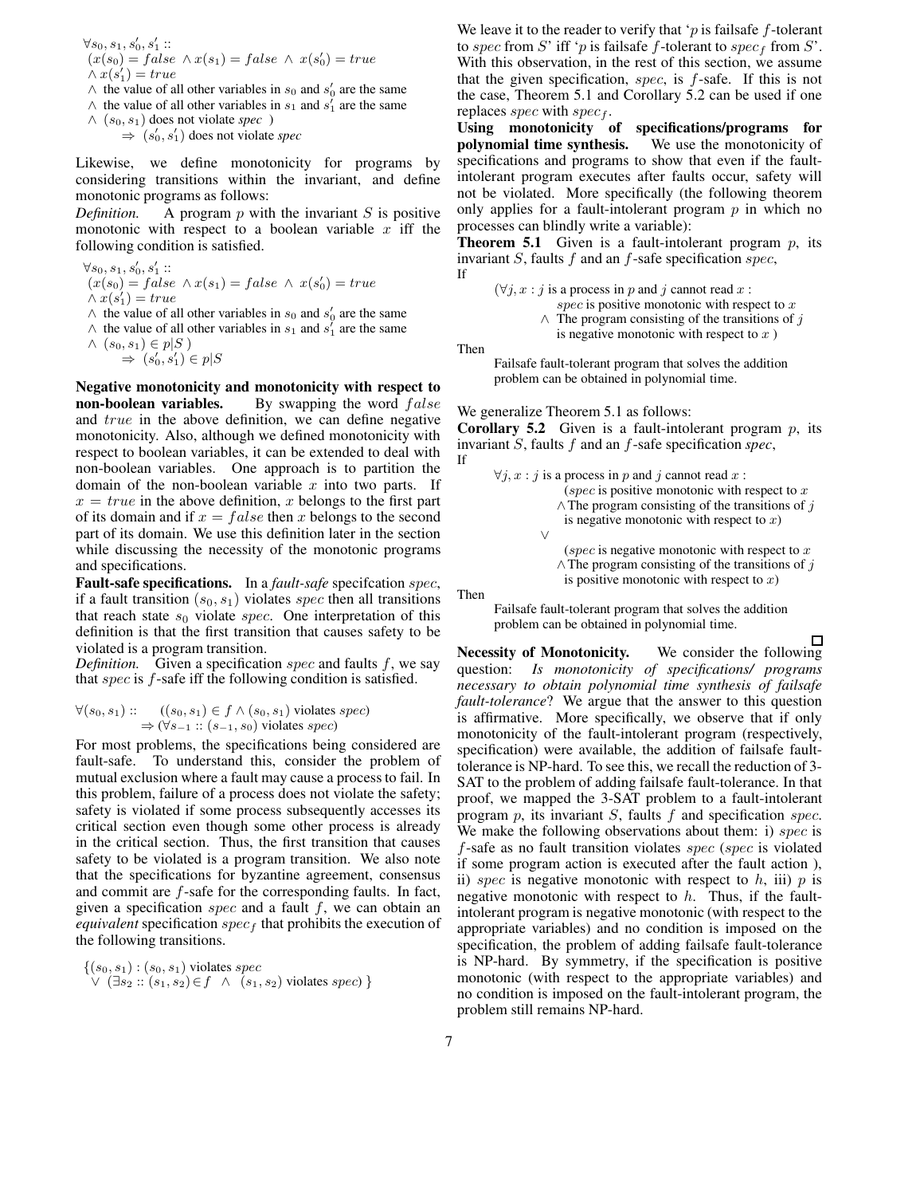$$
\begin{array}{l}
\forall s_0, s_1, s_0', s_1' :: \\
(x(s_0) = false \ \wedge x(s_1) = false \ \wedge \ x(s_0') = true \\
\wedge\, x(s_1') = true \\
\wedge \ \text{the value of all other variables in } s_0 \text{ and } s_0' \text{ are the same} \\
\wedge \ \text{the value of all other variables in } s_1 \text{ and } s_1' \text{ are the same} \\
\wedge \ (s_0, s_1) \text{ does not violate } spec \ ) \\
\qquad \Rightarrow \ (s_0', s_1') \text{ does not violate } spec
\end{array}
$$

Likewise, we define monotonicity for programs by considering transitions within the invariant, and define monotonic programs as follows:

*Definition.* A program $p$ with the invariant $S$ is positive monotonic with respect to a boolean variable $x$ iff the following condition is satisfied.

$$
\begin{array}{l}
\forall s_0, s_1, s_0', s_1' :: \\
(x(s_0) = false \ \wedge x(s_1) = false \ \wedge \ x(s_0') = true \\
\wedge\, x(s_1') = true \\
\wedge \ \text{the value of all other variables in } s_0 \text{ and } s_0' \text{ are the same} \\
\wedge \ \text{the value of all other variables in } s_1 \text{ and } s_1' \text{ are the same} \\
\wedge \ (s_0, s_1) \in p|S \ ) \\
\qquad \Rightarrow \ (s_0', s_1') \in p|S
\end{array}
$$

**Negative monotonicity and monotonicity with respect to non-boolean variables.** By swapping the word $false$ and $true$ in the above definition, we can define negative monotonicity. Also, although we defined monotonicity with respect to boolean variables, it can be extended to deal with non-boolean variables. One approach is to partition the domain of the non-boolean variable $x$ into two parts. If $x = true$ in the above definition, $x$ belongs to the first part of its domain and if $x = false$ then $x$ belongs to the second part of its domain. We use this definition later in the section while discussing the necessity of the monotonic programs and specifications.

**Fault-safe specifications.** In a *fault-safe* specifcation $spec$, if a fault transition $(s_0, s_1)$ violates $spec$ then all transitions that reach state $s_0$ violate $spec$. One interpretation of this definition is that the first transition that causes safety to be violated is a program transition.

*Definition.* Given a specification $spec$ and faults $f$, we say that $spec$ is $f$-safe iff the following condition is satisfied.

$$
\begin{array}{ll}
\forall (s_0, s_1) :: & ((s_0, s_1) \in f \wedge (s_0, s_1) \text{ violates } spec) \\
& \Rightarrow (\forall s_{-1} :: (s_{-1}, s_0) \text{ violates } spec)
\end{array}
$$

For most problems, the specifications being considered are fault-safe. To understand this, consider the problem of mutual exclusion where a fault may cause a process to fail. In this problem, failure of a process does not violate the safety; safety is violated if some process subsequently accesses its critical section even though some other process is already in the critical section. Thus, the first transition that causes safety to be violated is a program transition. We also note that the specifications for byzantine agreement, consensus and commit are $f$-safe for the corresponding faults. In fact, given a specification $spec$ and a fault $f$, we can obtain an *equivalent* specification $spec_f$ that prohibits the execution of the following transitions.

$$
\begin{array}{l}
\{(s_0, s_1) : (s_0, s_1) \text{ violates } spec \\
\ \vee \ (\exists s_2 :: (s_1, s_2) \in f \ \wedge \ (s_1, s_2) \text{ violates } spec) \ \}
\end{array}
$$

We leave it to the reader to verify that '$p$ is failsafe $f$-tolerant to $spec$ from $S$' iff '$p$ is failsafe $f$-tolerant to $spec_f$ from $S$'. With this observation, in the rest of this section, we assume that the given specification, $spec$, is $f$-safe. If this is not the case, Theorem 5.1 and Corollary 5.2 can be used if one replaces $spec$ with $spec_f$.

**Using monotonicity of specifications/programs for polynomial time synthesis.** We use the monotonicity of specifications and programs to show that even if the fault-intolerant program executes after faults occur, safety will not be violated. More specifically (the following theorem only applies for a fault-intolerant program $p$ in which no processes can blindly write a variable):

**Theorem 5.1** Given is a fault-intolerant program $p$, its invariant $S$, faults $f$ and an $f$-safe specification $spec$,
If

$(\forall j, x : j$ is a process in $p$ and $j$ cannot read $x$ :
 $spec$ is positive monotonic with respect to $x$
 $\wedge$ The program consisting of the transitions of $j$ is negative monotonic with respect to $x$ )

Then

Failsafe fault-tolerant program that solves the addition problem can be obtained in polynomial time.

We generalize Theorem 5.1 as follows:

**Corollary 5.2** Given is a fault-intolerant program $p$, its invariant $S$, faults $f$ and an $f$-safe specification *spec*,
If

$\forall j, x : j$ is a process in $p$ and $j$ cannot read $x$ :
 ($spec$ is positive monotonic with respect to $x$
 $\wedge$ The program consisting of the transitions of $j$ is negative monotonic with respect to $x$)
 $\vee$
 ($spec$ is negative monotonic with respect to $x$
 $\wedge$ The program consisting of the transitions of $j$ is positive monotonic with respect to $x$)

Then

Failsafe fault-tolerant program that solves the addition problem can be obtained in polynomial time.

□

**Necessity of Monotonicity.** We consider the following question: *Is monotonicity of specifications/ programs necessary to obtain polynomial time synthesis of failsafe fault-tolerance*? We argue that the answer to this question is affirmative. More specifically, we observe that if only monotonicity of the fault-intolerant program (respectively, specification) were available, the addition of failsafe fault-tolerance is NP-hard. To see this, we recall the reduction of 3-SAT to the problem of adding failsafe fault-tolerance. In that proof, we mapped the 3-SAT problem to a fault-intolerant program $p$, its invariant $S$, faults $f$ and specification $spec$. We make the following observations about them: i) $spec$ is $f$-safe as no fault transition violates $spec$ ($spec$ is violated if some program action is executed after the fault action ), ii) $spec$ is negative monotonic with respect to $h$, iii) $p$ is negative monotonic with respect to $h$. Thus, if the fault-intolerant program is negative monotonic (with respect to the appropriate variables) and no condition is imposed on the specification, the problem of adding failsafe fault-tolerance is NP-hard. By symmetry, if the specification is positive monotonic (with respect to the appropriate variables) and no condition is imposed on the fault-intolerant program, the problem still remains NP-hard.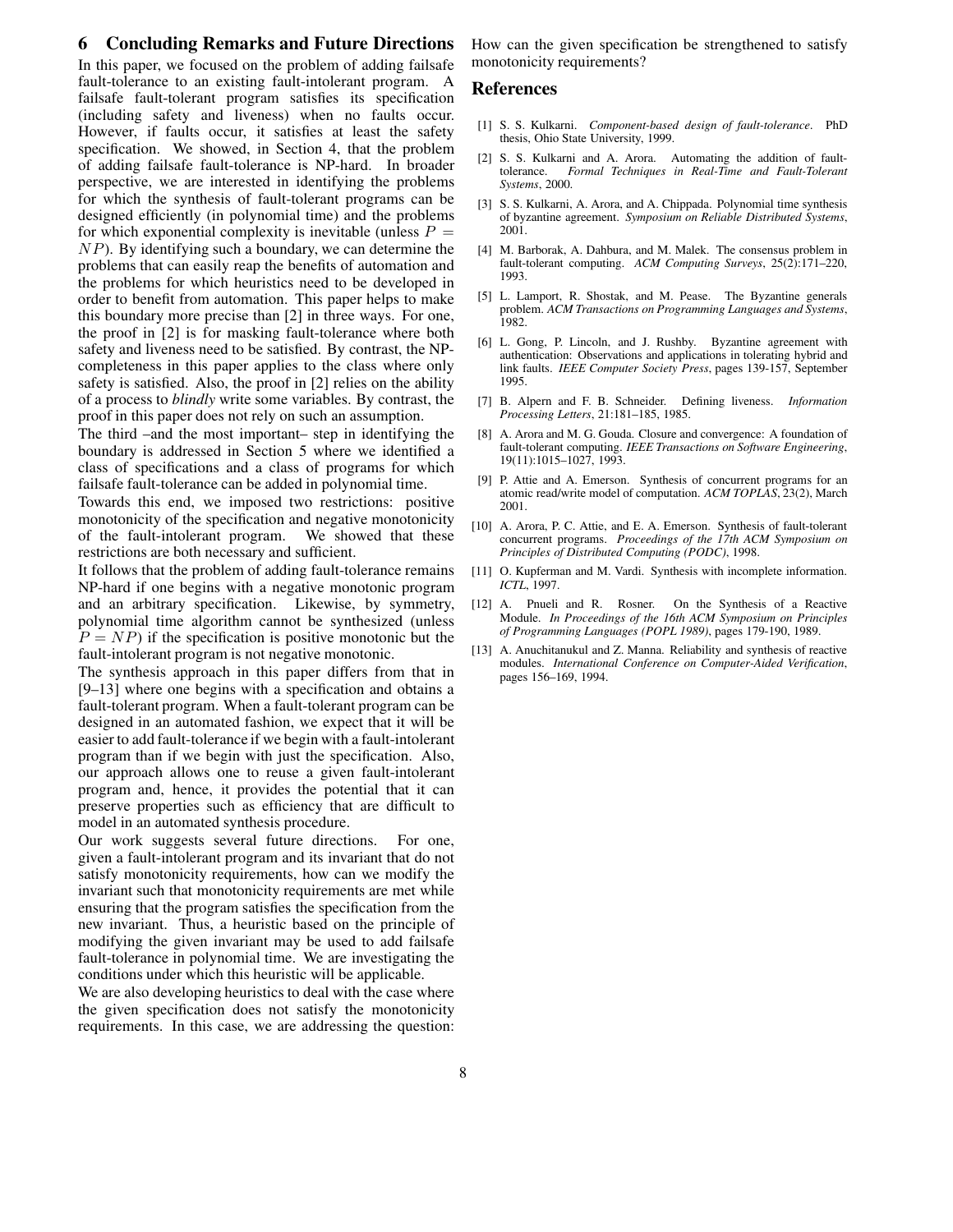## 6 Concluding Remarks and Future Directions

In this paper, we focused on the problem of adding failsafe fault-tolerance to an existing fault-intolerant program. A failsafe fault-tolerant program satisfies its specification (including safety and liveness) when no faults occur. However, if faults occur, it satisfies at least the safety specification. We showed, in Section 4, that the problem of adding failsafe fault-tolerance is NP-hard. In broader perspective, we are interested in identifying the problems for which the synthesis of fault-tolerant programs can be designed efficiently (in polynomial time) and the problems for which exponential complexity is inevitable (unless $P = NP$). By identifying such a boundary, we can determine the problems that can easily reap the benefits of automation and the problems for which heuristics need to be developed in order to benefit from automation. This paper helps to make this boundary more precise than [2] in three ways. For one, the proof in [2] is for masking fault-tolerance where both safety and liveness need to be satisfied. By contrast, the NP-completeness in this paper applies to the class where only safety is satisfied. Also, the proof in [2] relies on the ability of a process to *blindly* write some variables. By contrast, the proof in this paper does not rely on such an assumption.

The third –and the most important– step in identifying the boundary is addressed in Section 5 where we identified a class of specifications and a class of programs for which failsafe fault-tolerance can be added in polynomial time.

Towards this end, we imposed two restrictions: positive monotonicity of the specification and negative monotonicity of the fault-intolerant program. We showed that these restrictions are both necessary and sufficient.

It follows that the problem of adding fault-tolerance remains NP-hard if one begins with a negative monotonic program and an arbitrary specification. Likewise, by symmetry, polynomial time algorithm cannot be synthesized (unless $P = NP$) if the specification is positive monotonic but the fault-intolerant program is not negative monotonic.

The synthesis approach in this paper differs from that in [9–13] where one begins with a specification and obtains a fault-tolerant program. When a fault-tolerant program can be designed in an automated fashion, we expect that it will be easier to add fault-tolerance if we begin with a fault-intolerant program than if we begin with just the specification. Also, our approach allows one to reuse a given fault-intolerant program and, hence, it provides the potential that it can preserve properties such as efficiency that are difficult to model in an automated synthesis procedure.

Our work suggests several future directions. For one, given a fault-intolerant program and its invariant that do not satisfy monotonicity requirements, how can we modify the invariant such that monotonicity requirements are met while ensuring that the program satisfies the specification from the new invariant. Thus, a heuristic based on the principle of modifying the given invariant may be used to add failsafe fault-tolerance in polynomial time. We are investigating the conditions under which this heuristic will be applicable.

We are also developing heuristics to deal with the case where the given specification does not satisfy the monotonicity requirements. In this case, we are addressing the question: How can the given specification be strengthened to satisfy monotonicity requirements?

## References

[1] S. S. Kulkarni. *Component-based design of fault-tolerance*. PhD thesis, Ohio State University, 1999.

[2] S. S. Kulkarni and A. Arora. Automating the addition of fault-tolerance. *Formal Techniques in Real-Time and Fault-Tolerant Systems*, 2000.

[3] S. S. Kulkarni, A. Arora, and A. Chippada. Polynomial time synthesis of byzantine agreement. *Symposium on Reliable Distributed Systems*, 2001.

[4] M. Barborak, A. Dahbura, and M. Malek. The consensus problem in fault-tolerant computing. *ACM Computing Surveys*, 25(2):171–220, 1993.

[5] L. Lamport, R. Shostak, and M. Pease. The Byzantine generals problem. *ACM Transactions on Programming Languages and Systems*, 1982.

[6] L. Gong, P. Lincoln, and J. Rushby. Byzantine agreement with authentication: Observations and applications in tolerating hybrid and link faults. *IEEE Computer Society Press*, pages 139-157, September 1995.

[7] B. Alpern and F. B. Schneider. Defining liveness. *Information Processing Letters*, 21:181–185, 1985.

[8] A. Arora and M. G. Gouda. Closure and convergence: A foundation of fault-tolerant computing. *IEEE Transactions on Software Engineering*, 19(11):1015–1027, 1993.

[9] P. Attie and A. Emerson. Synthesis of concurrent programs for an atomic read/write model of computation. *ACM TOPLAS*, 23(2), March 2001.

[10] A. Arora, P. C. Attie, and E. A. Emerson. Synthesis of fault-tolerant concurrent programs. *Proceedings of the 17th ACM Symposium on Principles of Distributed Computing (PODC)*, 1998.

[11] O. Kupferman and M. Vardi. Synthesis with incomplete information. *ICTL*, 1997.

[12] A. Pnueli and R. Rosner. On the Synthesis of a Reactive Module. *In Proceedings of the 16th ACM Symposium on Principles of Programming Languages (POPL 1989)*, pages 179-190, 1989.

[13] A. Anuchitanukul and Z. Manna. Reliability and synthesis of reactive modules. *International Conference on Computer-Aided Verification*, pages 156–169, 1994.